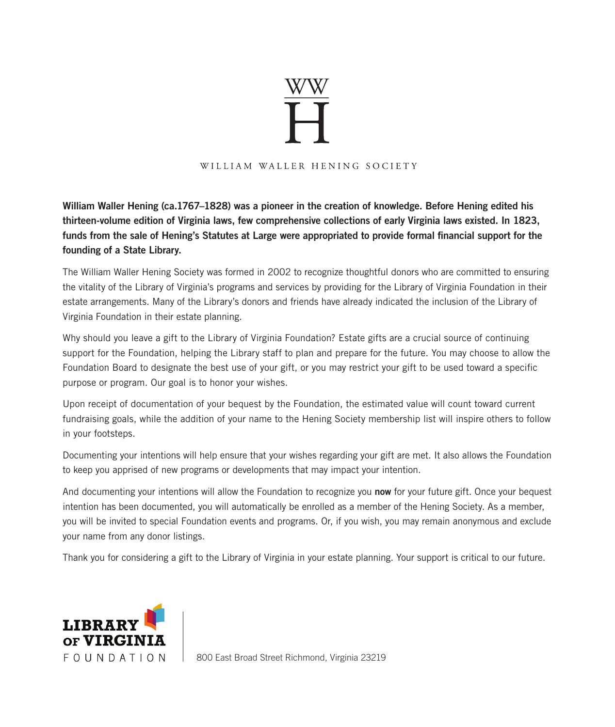WW

H

# WILLIAM WALLER HENING SOCIETY

**William Waller Hening (ca.1767–1828) was a pioneer in the creation of knowledge. Before Hening edited his thirteen-volume edition of Virginia laws, few comprehensive collections of early Virginia laws existed. In 1823, funds from the sale of Hening's Statutes at Large were appropriated to provide formal financial support for the founding of a State Library.**

The William Waller Hening Society was formed in 2002 to recognize thoughtful donors who are committed to ensuring the vitality of the Library of Virginia's programs and services by providing for the Library of Virginia Foundation in their estate arrangements. Many of the Library's donors and friends have already indicated the inclusion of the Library of Virginia Foundation in their estate planning.

Why should you leave a gift to the Library of Virginia Foundation? Estate gifts are a crucial source of continuing support for the Foundation, helping the Library staff to plan and prepare for the future. You may choose to allow the Foundation Board to designate the best use of your gift, or you may restrict your gift to be used toward a specific purpose or program. Our goal is to honor your wishes.

Upon receipt of documentation of your bequest by the Foundation, the estimated value will count toward current fundraising goals, while the addition of your name to the Hening Society membership list will inspire others to follow in your footsteps.

Documenting your intentions will help ensure that your wishes regarding your gift are met. It also allows the Foundation to keep you apprised of new programs or developments that may impact your intention.

And documenting your intentions will allow the Foundation to recognize you **now** for your future gift. Once your bequest intention has been documented, you will automatically be enrolled as a member of the Hening Society. As a member, you will be invited to special Foundation events and programs. Or, if you wish, you may remain anonymous and exclude your name from any donor listings.

Thank you for considering a gift to the Library of Virginia in your estate planning. Your support is critical to our future.

LIBRARY OF VIRGINIA FOUNDATION

800 East Broad Street Richmond, Virginia 23219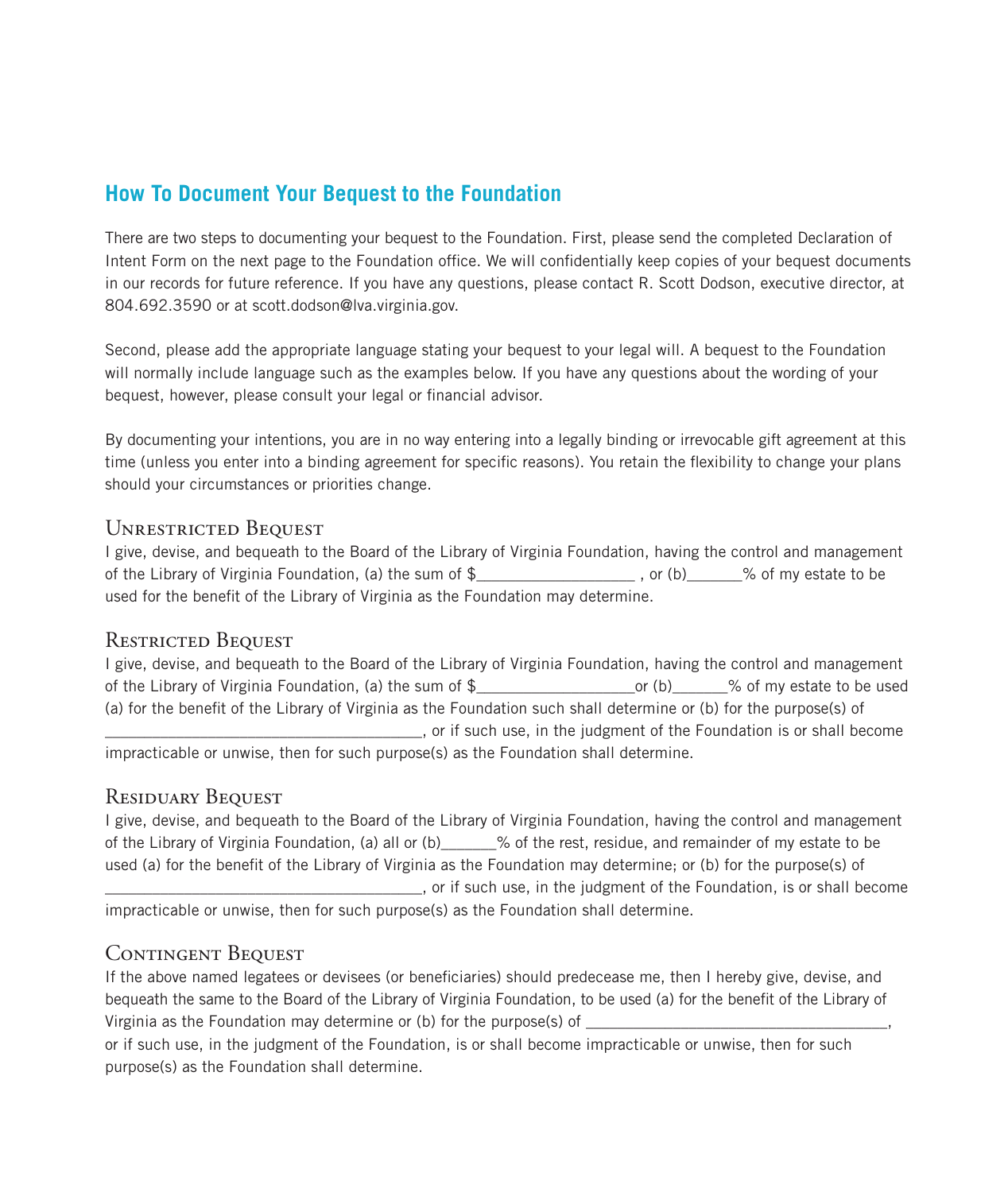## How To Document Your Bequest to the Foundation

There are two steps to documenting your bequest to the Foundation. First, please send the completed Declaration of Intent Form on the next page to the Foundation office. We will confidentially keep copies of your bequest documents in our records for future reference. If you have any questions, please contact R. Scott Dodson, executive director, at 804.692.3590 or at scott.dodson@lva.virginia.gov.

Second, please add the appropriate language stating your bequest to your legal will. A bequest to the Foundation will normally include language such as the examples below. If you have any questions about the wording of your bequest, however, please consult your legal or financial advisor.

By documenting your intentions, you are in no way entering into a legally binding or irrevocable gift agreement at this time (unless you enter into a binding agreement for specific reasons). You retain the flexibility to change your plans should your circumstances or priorities change.

### Unrestricted Bequest

I give, devise, and bequeath to the Board of the Library of Virginia Foundation, having the control and management of the Library of Virginia Foundation, (a) the sum of $___________________ , or (b)_______% of my estate to be used for the benefit of the Library of Virginia as the Foundation may determine.

### Restricted Bequest

I give, devise, and bequeath to the Board of the Library of Virginia Foundation, having the control and management of the Library of Virginia Foundation, (a) the sum of $___________________or (b)_______% of my estate to be used (a) for the benefit of the Library of Virginia as the Foundation such shall determine or (b) for the purpose(s) of _____________________________________, or if such use, in the judgment of the Foundation is or shall become impracticable or unwise, then for such purpose(s) as the Foundation shall determine.

### Residuary Bequest

I give, devise, and bequeath to the Board of the Library of Virginia Foundation, having the control and management of the Library of Virginia Foundation, (a) all or (b)_______% of the rest, residue, and remainder of my estate to be used (a) for the benefit of the Library of Virginia as the Foundation may determine; or (b) for the purpose(s) of _____________________________________, or if such use, in the judgment of the Foundation, is or shall become impracticable or unwise, then for such purpose(s) as the Foundation shall determine.

### Contingent Bequest

If the above named legatees or devisees (or beneficiaries) should predecease me, then I hereby give, devise, and bequeath the same to the Board of the Library of Virginia Foundation, to be used (a) for the benefit of the Library of Virginia as the Foundation may determine or (b) for the purpose(s) of _____________________________________, or if such use, in the judgment of the Foundation, is or shall become impracticable or unwise, then for such purpose(s) as the Foundation shall determine.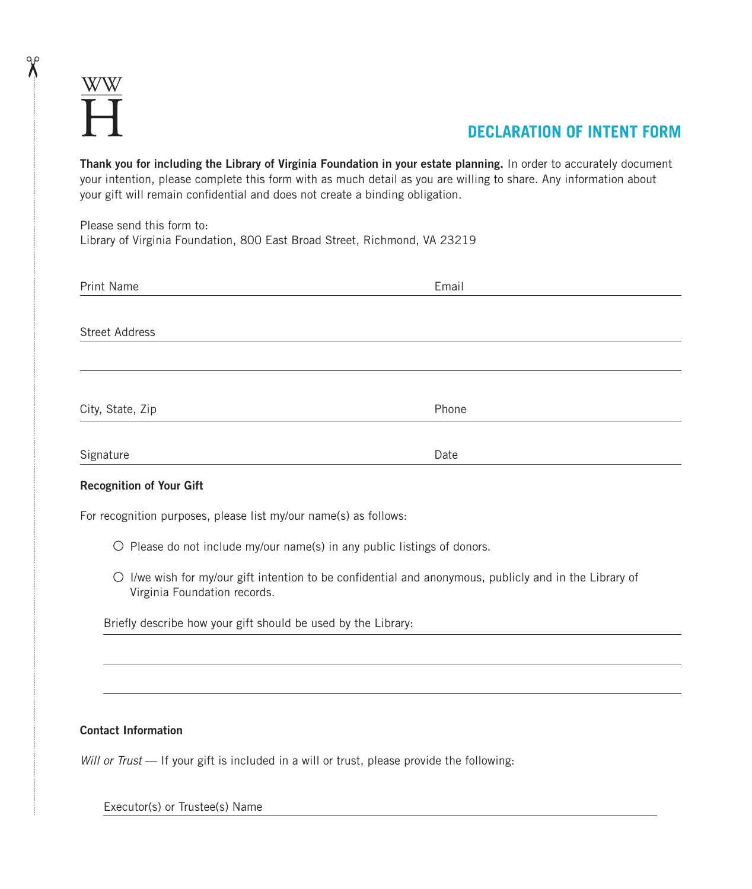WW
H

# DECLARATION OF INTENT FORM

**Thank you for including the Library of Virginia Foundation in your estate planning.** In order to accurately document your intention, please complete this form with as much detail as you are willing to share. Any information about your gift will remain confidential and does not create a binding obligation.

Please send this form to:
Library of Virginia Foundation, 800 East Broad Street, Richmond, VA 23219

Print Name ______________________________ Email ______________________________

Street Address ______________________________________________________________

_____________________________________________________________________________

City, State, Zip ______________________________ Phone ______________________________

Signature ______________________________ Date ______________________________

**Recognition of Your Gift**

For recognition purposes, please list my/our name(s) as follows:

○ Please do not include my/our name(s) in any public listings of donors.

○ I/we wish for my/our gift intention to be confidential and anonymous, publicly and in the Library of Virginia Foundation records.

Briefly describe how your gift should be used by the Library: ______________________________

_____________________________________________________________________________

_____________________________________________________________________________

**Contact Information**

*Will or Trust* — If your gift is included in a will or trust, please provide the following:

Executor(s) or Trustee(s) Name ______________________________________________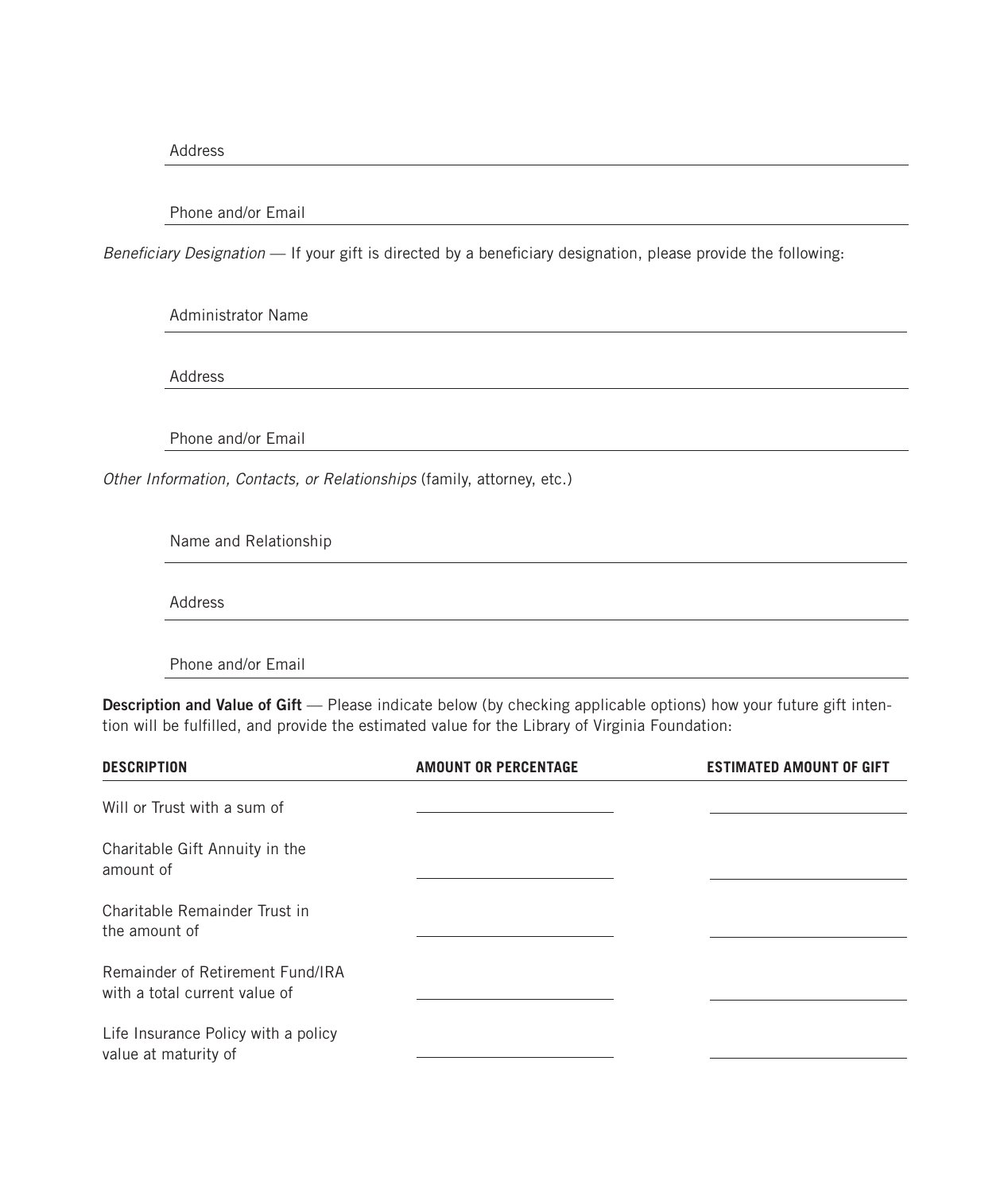Address

Phone and/or Email

*Beneficiary Designation* — If your gift is directed by a beneficiary designation, please provide the following:

Administrator Name

Address

Phone and/or Email

*Other Information, Contacts, or Relationships* (family, attorney, etc.)

Name and Relationship

Address

Phone and/or Email

**Description and Value of Gift** — Please indicate below (by checking applicable options) how your future gift intention will be fulfilled, and provide the estimated value for the Library of Virginia Foundation:

| DESCRIPTION | AMOUNT OR PERCENTAGE | ESTIMATED AMOUNT OF GIFT |
|---|---|---|
| Will or Trust with a sum of | | |
| Charitable Gift Annuity in the amount of | | |
| Charitable Remainder Trust in the amount of | | |
| Remainder of Retirement Fund/IRA with a total current value of | | |
| Life Insurance Policy with a policy value at maturity of | | |